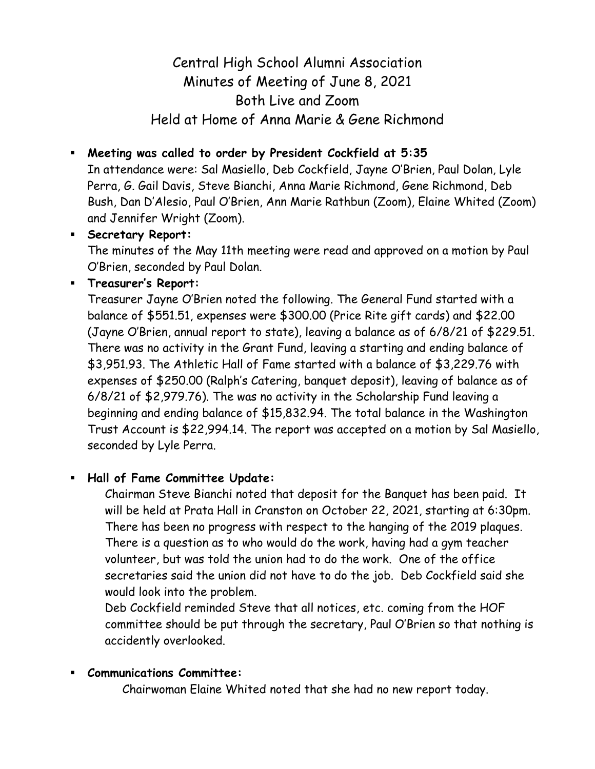# Central High School Alumni Association
## Minutes of Meeting of June 8, 2021
## Both Live and Zoom
## Held at Home of Anna Marie & Gene Richmond

- **Meeting was called to order by President Cockfield at 5:35**
  In attendance were: Sal Masiello, Deb Cockfield, Jayne O'Brien, Paul Dolan, Lyle Perra, G. Gail Davis, Steve Bianchi, Anna Marie Richmond, Gene Richmond, Deb Bush, Dan D'Alesio, Paul O'Brien, Ann Marie Rathbun (Zoom), Elaine Whited (Zoom) and Jennifer Wright (Zoom).

- **Secretary Report:**
  The minutes of the May 11th meeting were read and approved on a motion by Paul O'Brien, seconded by Paul Dolan.

- **Treasurer's Report:**
  Treasurer Jayne O'Brien noted the following. The General Fund started with a balance of $551.51, expenses were $300.00 (Price Rite gift cards) and $22.00 (Jayne O'Brien, annual report to state), leaving a balance as of 6/8/21 of $229.51. There was no activity in the Grant Fund, leaving a starting and ending balance of $3,951.93. The Athletic Hall of Fame started with a balance of $3,229.76 with expenses of $250.00 (Ralph's Catering, banquet deposit), leaving of balance as of 6/8/21 of $2,979.76). The was no activity in the Scholarship Fund leaving a beginning and ending balance of $15,832.94. The total balance in the Washington Trust Account is $22,994.14. The report was accepted on a motion by Sal Masiello, seconded by Lyle Perra.

- **Hall of Fame Committee Update:**
  Chairman Steve Bianchi noted that deposit for the Banquet has been paid. It will be held at Prata Hall in Cranston on October 22, 2021, starting at 6:30pm. There has been no progress with respect to the hanging of the 2019 plaques. There is a question as to who would do the work, having had a gym teacher volunteer, but was told the union had to do the work. One of the office secretaries said the union did not have to do the job. Deb Cockfield said she would look into the problem.
  Deb Cockfield reminded Steve that all notices, etc. coming from the HOF committee should be put through the secretary, Paul O'Brien so that nothing is accidently overlooked.

- **Communications Committee:**
  Chairwoman Elaine Whited noted that she had no new report today.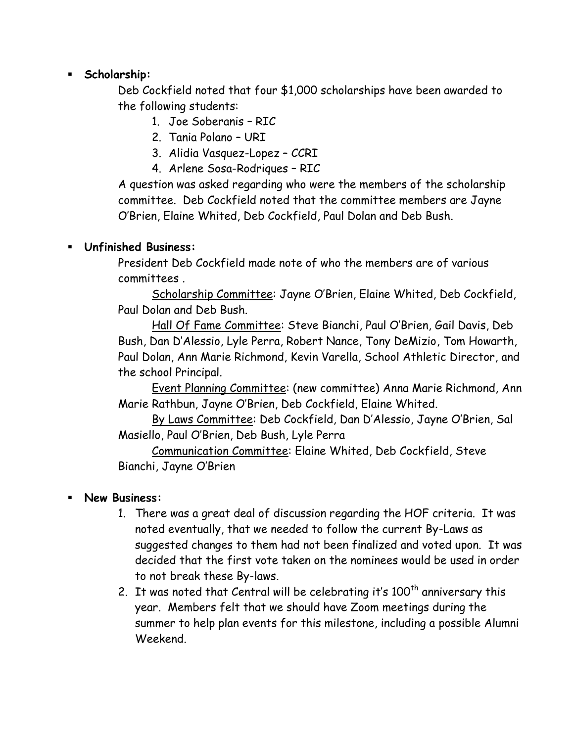- **Scholarship:**

  Deb Cockfield noted that four $1,000 scholarships have been awarded to the following students:

  1. Joe Soberanis – RIC
  2. Tania Polano – URI
  3. Alidia Vasquez-Lopez – CCRI
  4. Arlene Sosa-Rodriques – RIC

  A question was asked regarding who were the members of the scholarship committee. Deb Cockfield noted that the committee members are Jayne O'Brien, Elaine Whited, Deb Cockfield, Paul Dolan and Deb Bush.

- **Unfinished Business:**

  President Deb Cockfield made note of who the members are of various committees .

  <u>Scholarship Committee</u>: Jayne O'Brien, Elaine Whited, Deb Cockfield, Paul Dolan and Deb Bush.

  <u>Hall Of Fame Committee</u>: Steve Bianchi, Paul O'Brien, Gail Davis, Deb Bush, Dan D'Alessio, Lyle Perra, Robert Nance, Tony DeMizio, Tom Howarth, Paul Dolan, Ann Marie Richmond, Kevin Varella, School Athletic Director, and the school Principal.

  <u>Event Planning Committee</u>: (new committee) Anna Marie Richmond, Ann Marie Rathbun, Jayne O'Brien, Deb Cockfield, Elaine Whited.

  <u>By Laws Committee</u>: Deb Cockfield, Dan D'Alessio, Jayne O'Brien, Sal Masiello, Paul O'Brien, Deb Bush, Lyle Perra

  <u>Communication Committee</u>: Elaine Whited, Deb Cockfield, Steve Bianchi, Jayne O'Brien

- **New Business:**

  1. There was a great deal of discussion regarding the HOF criteria. It was noted eventually, that we needed to follow the current By-Laws as suggested changes to them had not been finalized and voted upon. It was decided that the first vote taken on the nominees would be used in order to not break these By-laws.
  2. It was noted that Central will be celebrating it's 100th anniversary this year. Members felt that we should have Zoom meetings during the summer to help plan events for this milestone, including a possible Alumni Weekend.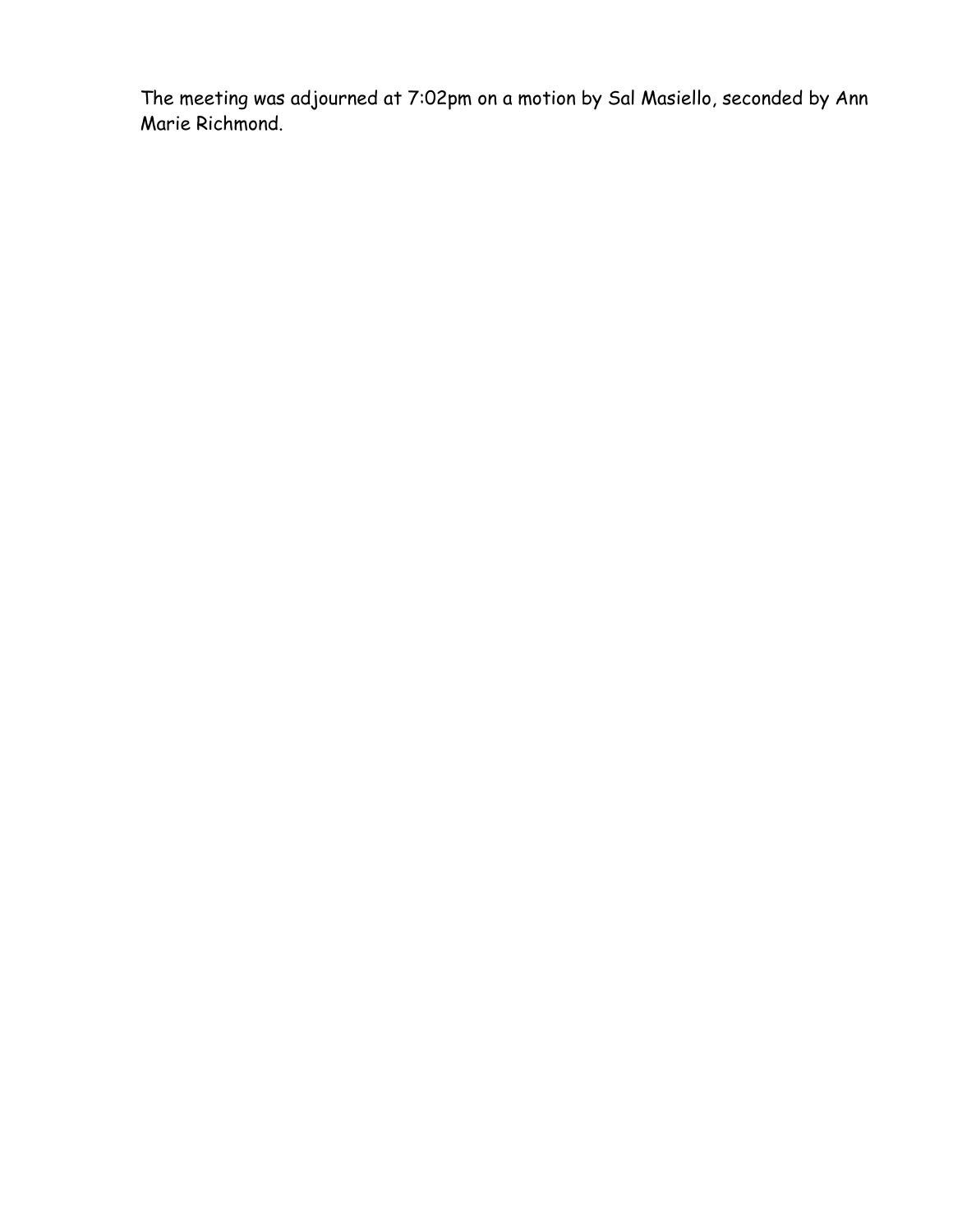The meeting was adjourned at 7:02pm on a motion by Sal Masiello, seconded by Ann Marie Richmond.